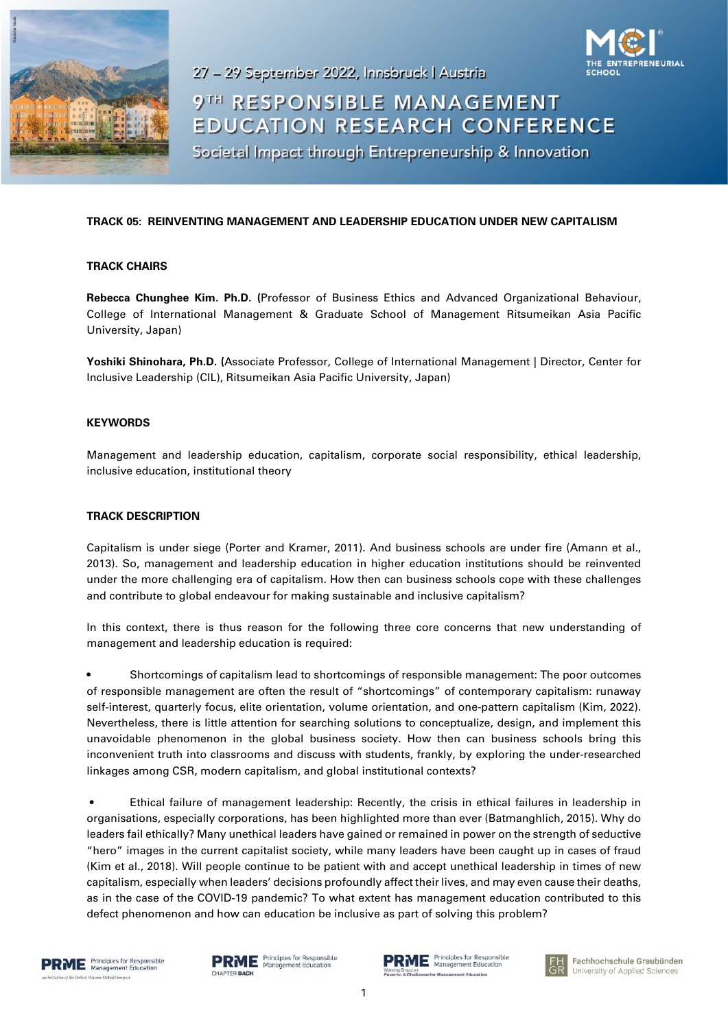27 – 29 September 2022, Innsbruck | Austria

# 9TH RESPONSIBLE MANAGEMENT EDUCATION RESEARCH CONFERENCE

Societal Impact through Entrepreneurship & Innovation

## TRACK 05: REINVENTING MANAGEMENT AND LEADERSHIP EDUCATION UNDER NEW CAPITALISM

### TRACK CHAIRS

**Rebecca Chunghee Kim. Ph.D. (**Professor of Business Ethics and Advanced Organizational Behaviour, College of International Management & Graduate School of Management Ritsumeikan Asia Pacific University, Japan)

**Yoshiki Shinohara, Ph.D. (**Associate Professor, College of International Management | Director, Center for Inclusive Leadership (CIL), Ritsumeikan Asia Pacific University, Japan)

### KEYWORDS

Management and leadership education, capitalism, corporate social responsibility, ethical leadership, inclusive education, institutional theory

### TRACK DESCRIPTION

Capitalism is under siege (Porter and Kramer, 2011). And business schools are under fire (Amann et al., 2013). So, management and leadership education in higher education institutions should be reinvented under the more challenging era of capitalism. How then can business schools cope with these challenges and contribute to global endeavour for making sustainable and inclusive capitalism?

In this context, there is thus reason for the following three core concerns that new understanding of management and leadership education is required:

- Shortcomings of capitalism lead to shortcomings of responsible management: The poor outcomes of responsible management are often the result of "shortcomings" of contemporary capitalism: runaway self-interest, quarterly focus, elite orientation, volume orientation, and one-pattern capitalism (Kim, 2022). Nevertheless, there is little attention for searching solutions to conceptualize, design, and implement this unavoidable phenomenon in the global business society. How then can business schools bring this inconvenient truth into classrooms and discuss with students, frankly, by exploring the under-researched linkages among CSR, modern capitalism, and global institutional contexts?

- Ethical failure of management leadership: Recently, the crisis in ethical failures in leadership in organisations, especially corporations, has been highlighted more than ever (Batmanghlich, 2015). Why do leaders fail ethically? Many unethical leaders have gained or remained in power on the strength of seductive "hero" images in the current capitalist society, while many leaders have been caught up in cases of fraud (Kim et al., 2018). Will people continue to be patient with and accept unethical leadership in times of new capitalism, especially when leaders' decisions profoundly affect their lives, and may even cause their deaths, as in the case of the COVID-19 pandemic? To what extent has management education contributed to this defect phenomenon and how can education be inclusive as part of solving this problem?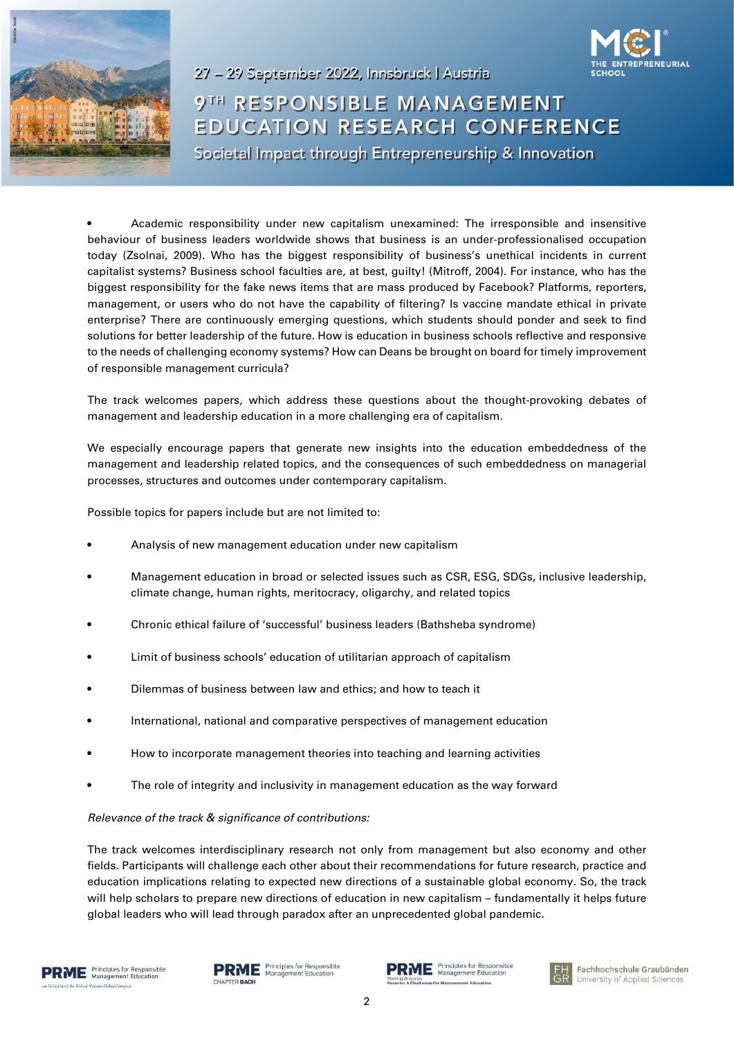- Academic responsibility under new capitalism unexamined: The irresponsible and insensitive behaviour of business leaders worldwide shows that business is an under-professionalised occupation today (Zsolnai, 2009). Who has the biggest responsibility of business's unethical incidents in current capitalist systems? Business school faculties are, at best, guilty! (Mitroff, 2004). For instance, who has the biggest responsibility for the fake news items that are mass produced by Facebook? Platforms, reporters, management, or users who do not have the capability of filtering? Is vaccine mandate ethical in private enterprise? There are continuously emerging questions, which students should ponder and seek to find solutions for better leadership of the future. How is education in business schools reflective and responsive to the needs of challenging economy systems? How can Deans be brought on board for timely improvement of responsible management curricula?

The track welcomes papers, which address these questions about the thought-provoking debates of management and leadership education in a more challenging era of capitalism.

We especially encourage papers that generate new insights into the education embeddedness of the management and leadership related topics, and the consequences of such embeddedness on managerial processes, structures and outcomes under contemporary capitalism.

Possible topics for papers include but are not limited to:

- Analysis of new management education under new capitalism
- Management education in broad or selected issues such as CSR, ESG, SDGs, inclusive leadership, climate change, human rights, meritocracy, oligarchy, and related topics
- Chronic ethical failure of 'successful' business leaders (Bathsheba syndrome)
- Limit of business schools' education of utilitarian approach of capitalism
- Dilemmas of business between law and ethics; and how to teach it
- International, national and comparative perspectives of management education
- How to incorporate management theories into teaching and learning activities
- The role of integrity and inclusivity in management education as the way forward

*Relevance of the track & significance of contributions:*

The track welcomes interdisciplinary research not only from management but also economy and other fields. Participants will challenge each other about their recommendations for future research, practice and education implications relating to expected new directions of a sustainable global economy. So, the track will help scholars to prepare new directions of education in new capitalism – fundamentally it helps future global leaders who will lead through paradox after an unprecedented global pandemic.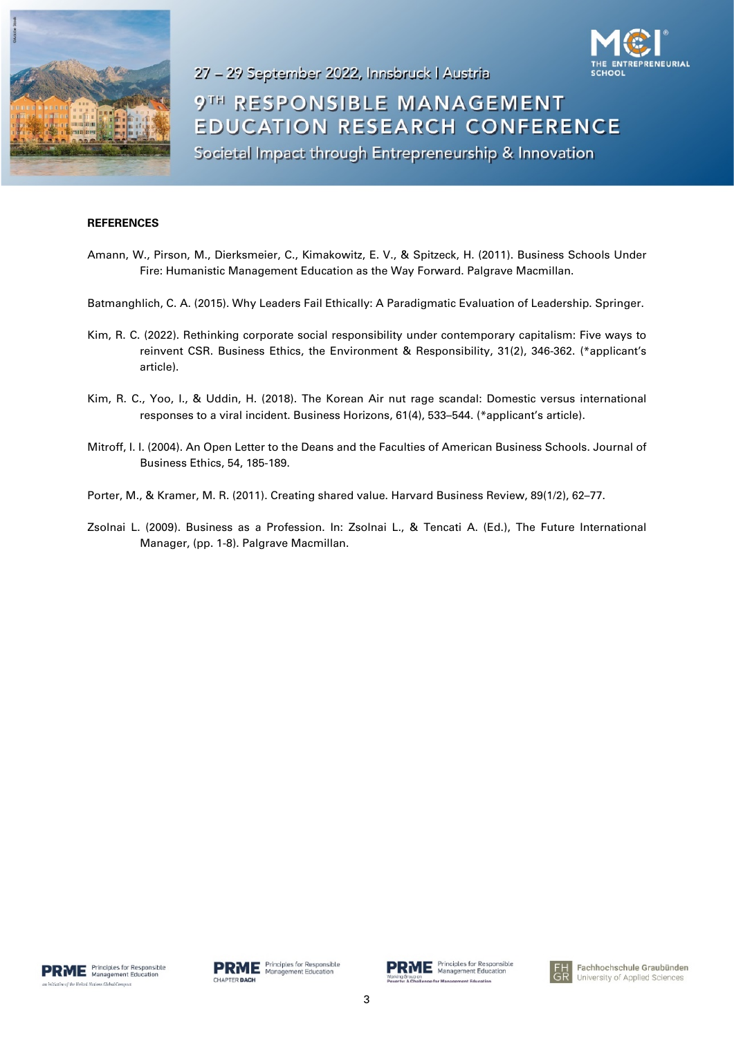**REFERENCES**

Amann, W., Pirson, M., Dierksmeier, C., Kimakowitz, E. V., & Spitzeck, H. (2011). Business Schools Under Fire: Humanistic Management Education as the Way Forward. Palgrave Macmillan.

Batmanghlich, C. A. (2015). Why Leaders Fail Ethically: A Paradigmatic Evaluation of Leadership. Springer.

Kim, R. C. (2022). Rethinking corporate social responsibility under contemporary capitalism: Five ways to reinvent CSR. Business Ethics, the Environment & Responsibility, 31(2), 346-362. (*applicant's article).

Kim, R. C., Yoo, I., & Uddin, H. (2018). The Korean Air nut rage scandal: Domestic versus international responses to a viral incident. Business Horizons, 61(4), 533–544. (*applicant's article).

Mitroff, I. I. (2004). An Open Letter to the Deans and the Faculties of American Business Schools. Journal of Business Ethics, 54, 185-189.

Porter, M., & Kramer, M. R. (2011). Creating shared value. Harvard Business Review, 89(1/2), 62–77.

Zsolnai L. (2009). Business as a Profession. In: Zsolnai L., & Tencati A. (Ed.), The Future International Manager, (pp. 1-8). Palgrave Macmillan.